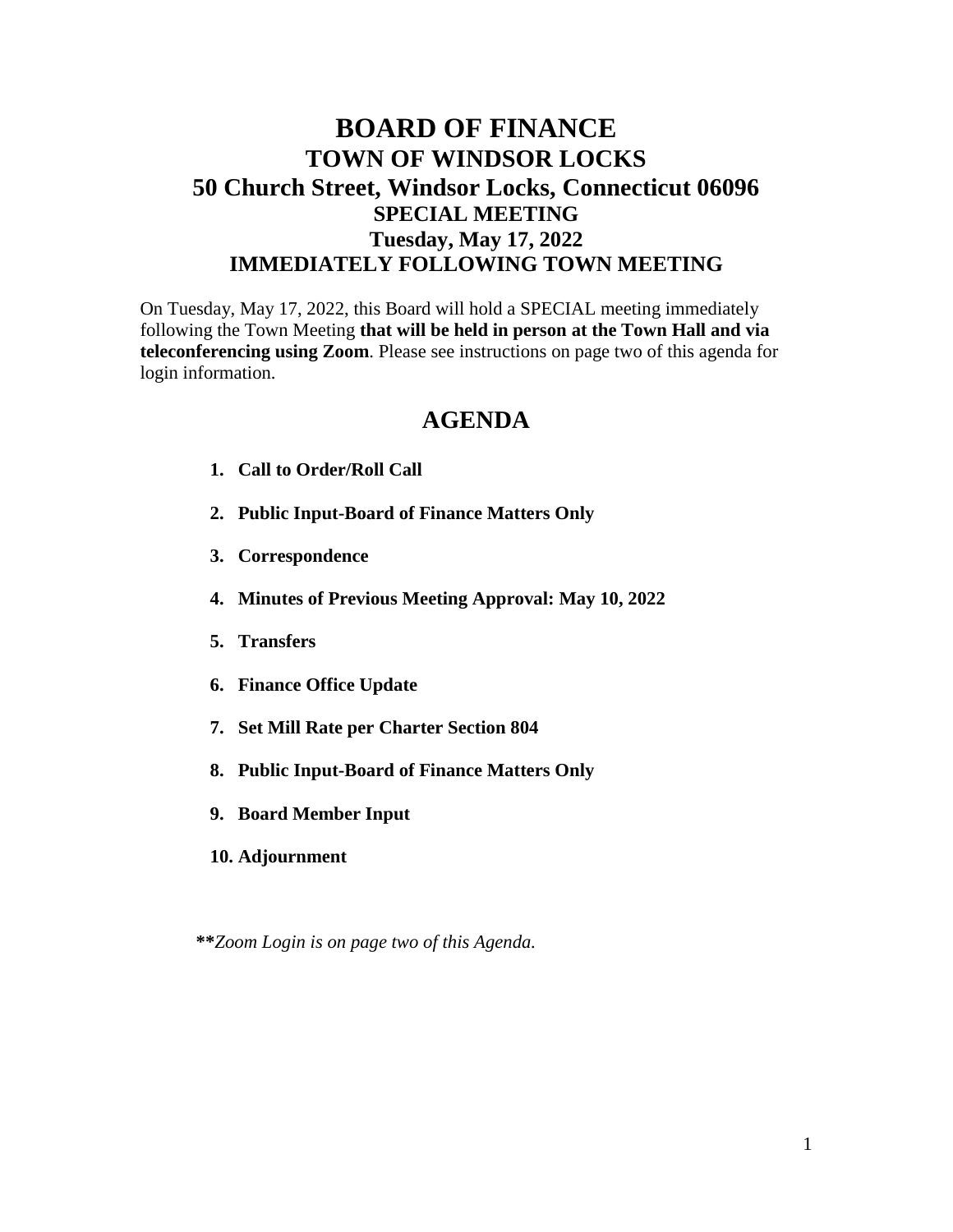# BOARD OF FINANCE

## TOWN OF WINDSOR LOCKS

## 50 Church Street, Windsor Locks, Connecticut 06096

### SPECIAL MEETING

### Tuesday, May 17, 2022

### IMMEDIATELY FOLLOWING TOWN MEETING

On Tuesday, May 17, 2022, this Board will hold a SPECIAL meeting immediately following the Town Meeting **that will be held in person at the Town Hall and via teleconferencing using Zoom**. Please see instructions on page two of this agenda for login information.

## AGENDA

1. **Call to Order/Roll Call**
2. **Public Input-Board of Finance Matters Only**
3. **Correspondence**
4. **Minutes of Previous Meeting Approval: May 10, 2022**
5. **Transfers**
6. **Finance Office Update**
7. **Set Mill Rate per Charter Section 804**
8. **Public Input-Board of Finance Matters Only**
9. **Board Member Input**
10. **Adjournment**

***\*\*Zoom Login is on page two of this Agenda.***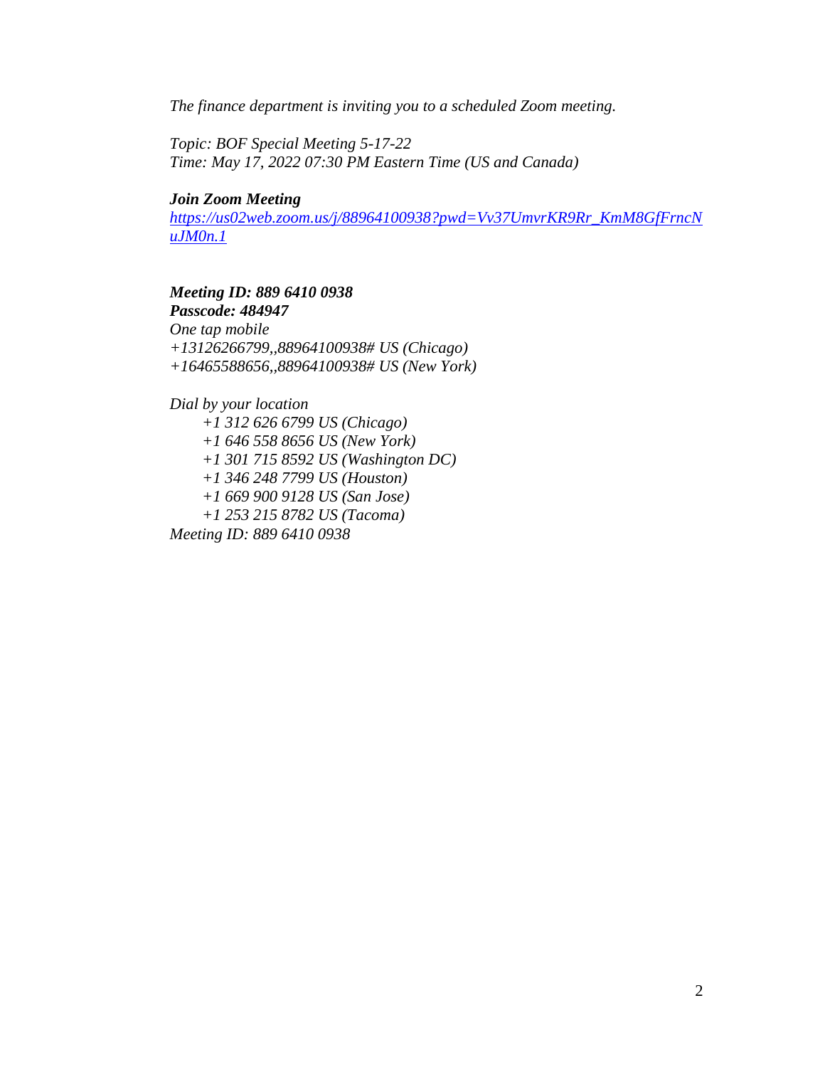*The finance department is inviting you to a scheduled Zoom meeting.*

*Topic: BOF Special Meeting 5-17-22*
*Time: May 17, 2022 07:30 PM Eastern Time (US and Canada)*

***Join Zoom Meeting***
*https://us02web.zoom.us/j/88964100938?pwd=Vv37UmvrKR9Rr_KmM8GfFrncNuJM0n.1*

***Meeting ID: 889 6410 0938***
***Passcode: 484947***
*One tap mobile*
*+13126266799,,88964100938# US (Chicago)*
*+16465588656,,88964100938# US (New York)*

*Dial by your location*
*+1 312 626 6799 US (Chicago)*
*+1 646 558 8656 US (New York)*
*+1 301 715 8592 US (Washington DC)*
*+1 346 248 7799 US (Houston)*
*+1 669 900 9128 US (San Jose)*
*+1 253 215 8782 US (Tacoma)*
*Meeting ID: 889 6410 0938*